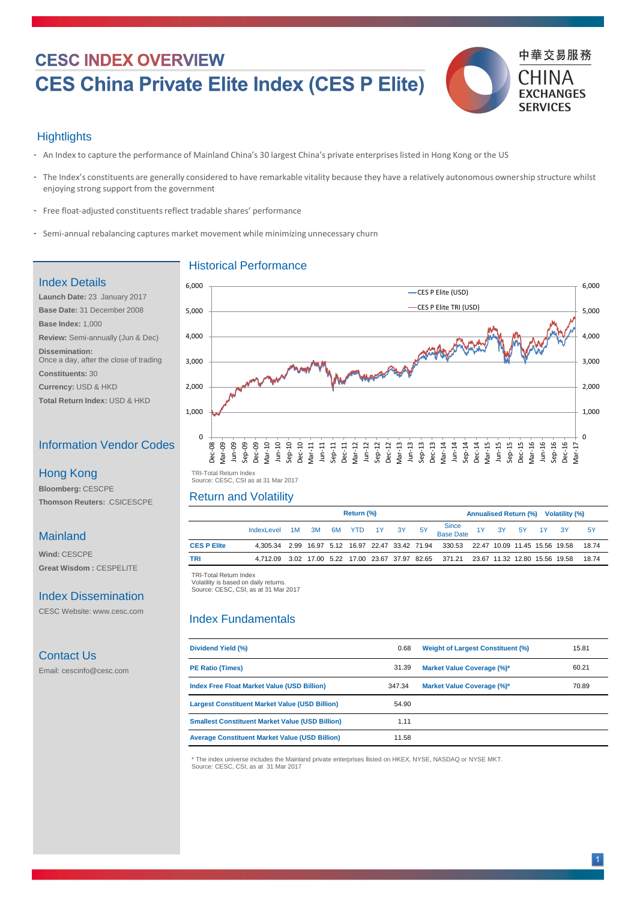# CESC INDEX OVERVIEW

# CES China Private Elite Index (CES P Elite)

中華交易服務
CHINA EXCHANGES SERVICES

## Hightlights

- An Index to capture the performance of Mainland China's 30 largest China's private enterprises listed in Hong Kong or the US
- The Index's constituents are generally considered to have remarkable vitality because they have a relatively autonomous ownership structure whilst enjoying strong support from the government
- Free float-adjusted constituents reflect tradable shares' performance
- Semi-annual rebalancing captures market movement while minimizing unnecessary churn

## Index Details

**Launch Date:** 23 January 2017
**Base Date:** 31 December 2008
**Base Index:** 1,000
**Review:** Semi-annually (Jun & Dec)
**Dissemination:**
Once a day, after the close of trading
**Constituents:** 30
**Currency:** USD & HKD
**Total Return Index:** USD & HKD

## Information Vendor Codes

### Hong Kong

**Bloomberg:** CESCPE
**Thomson Reuters:** .CSICESCPE

### Mainland

**Wind:** CESCPE
**Great Wisdom :** CESPELITE

## Index Dissemination

CESC Website: www.cesc.com

## Contact Us

Email: cescinfo@cesc.com

## Historical Performance

TRI-Total Return Index
Source: CESC, CSI as at 31 Mar 2017

## Return and Volatility

| | Return (%) | | | | | | | | Annualised Return (%) | | | Volatility (%) | | |
|---|---|---|---|---|---|---|---|---|---|---|---|---|---|---|
| | IndexLevel | 1M | 3M | 6M | YTD | 1Y | 3Y | 5Y | Since Base Date | 1Y | 3Y | 5Y | 1Y | 3Y | 5Y |
| CES P Elite | 4,305.34 | 2.99 | 16.97 | 5.12 | 16.97 | 22.47 | 33.42 | 71.94 | 330.53 | 22.47 | 10.09 | 11.45 | 15.56 | 19.58 | 18.74 |
| TRI | 4,712.09 | 3.02 | 17.00 | 5.22 | 17.00 | 23.67 | 37.97 | 82.65 | 371.21 | 23.67 | 11.32 | 12.80 | 15.56 | 19.58 | 18.74 |

TRI-Total Return Index
Volatility is based on daily returns.
Source: CESC, CSI, as at 31 Mar 2017

## Index Fundamentals

| | | | |
|---|---|---|---|
| Dividend Yield (%) | 0.68 | Weight of Largest Constituent (%) | 15.81 |
| PE Ratio (Times) | 31.39 | Market Value Coverage (%)* | 60.21 |
| Index Free Float Market Value (USD Billion) | 347.34 | Market Value Coverage (%)* | 70.89 |
| Largest Constituent Market Value (USD Billion) | 54.90 | | |
| Smallest Constituent Market Value (USD Billion) | 1.11 | | |
| Average Constituent Market Value (USD Billion) | 11.58 | | |

\* The index universe includes the Mainland private enterprises listed on HKEX, NYSE, NASDAQ or NYSE MKT.
Source: CESC, CSI, as at 31 Mar 2017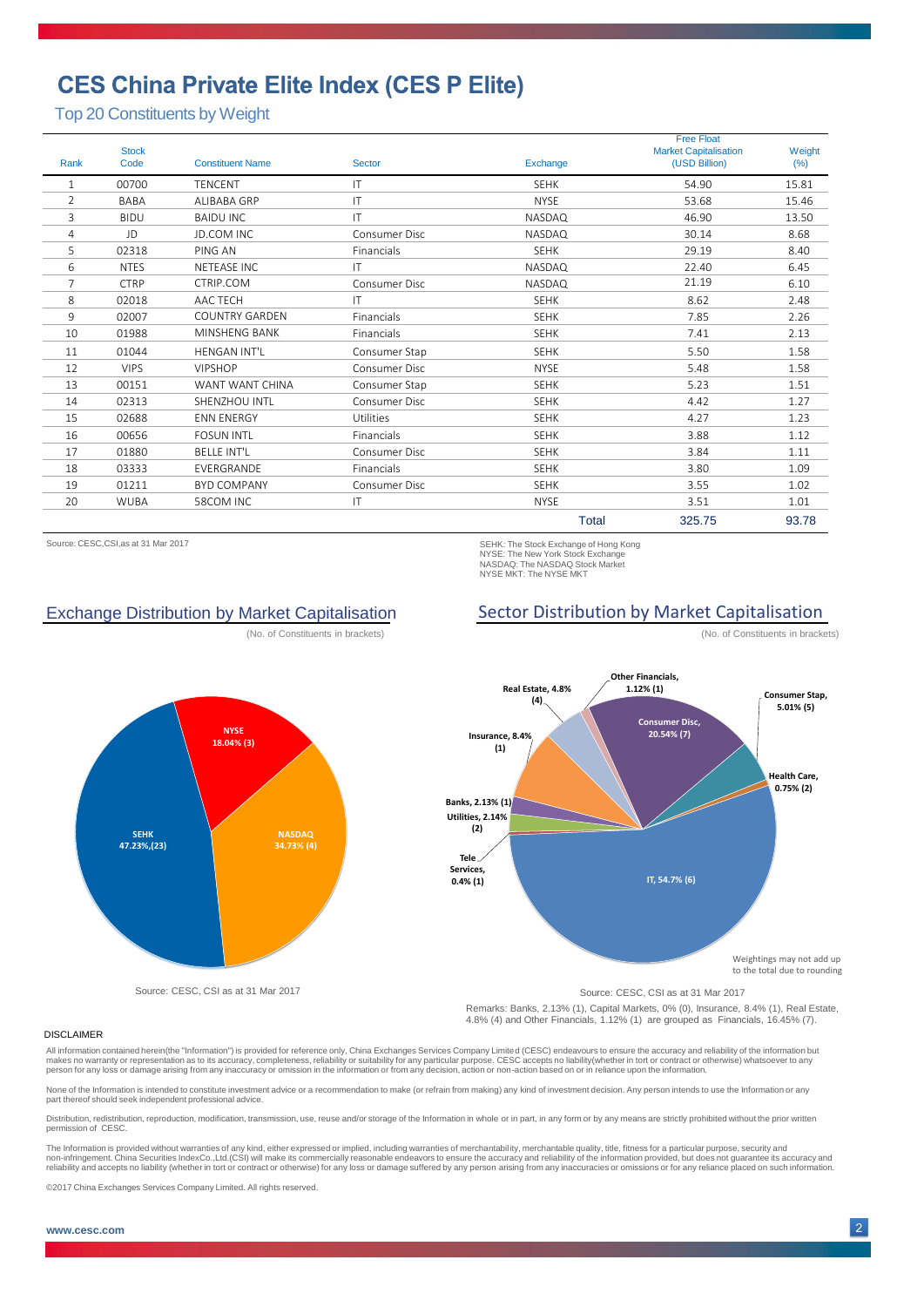# CES China Private Elite Index (CES P Elite)

## Top 20 Constituents by Weight

| Rank | Stock Code | Constituent Name | Sector | Exchange | Free Float Market Capitalisation (USD Billion) | Weight (%) |
|---|---|---|---|---|---|---|
| 1 | 00700 | TENCENT | IT | SEHK | 54.90 | 15.81 |
| 2 | BABA | ALIBABA GRP | IT | NYSE | 53.68 | 15.46 |
| 3 | BIDU | BAIDU INC | IT | NASDAQ | 46.90 | 13.50 |
| 4 | JD | JD.COM INC | Consumer Disc | NASDAQ | 30.14 | 8.68 |
| 5 | 02318 | PING AN | Financials | SEHK | 29.19 | 8.40 |
| 6 | NTES | NETEASE INC | IT | NASDAQ | 22.40 | 6.45 |
| 7 | CTRP | CTRIP.COM | Consumer Disc | NASDAQ | 21.19 | 6.10 |
| 8 | 02018 | AAC TECH | IT | SEHK | 8.62 | 2.48 |
| 9 | 02007 | COUNTRY GARDEN | Financials | SEHK | 7.85 | 2.26 |
| 10 | 01988 | MINSHENG BANK | Financials | SEHK | 7.41 | 2.13 |
| 11 | 01044 | HENGAN INT'L | Consumer Stap | SEHK | 5.50 | 1.58 |
| 12 | VIPS | VIPSHOP | Consumer Disc | NYSE | 5.48 | 1.58 |
| 13 | 00151 | WANT WANT CHINA | Consumer Stap | SEHK | 5.23 | 1.51 |
| 14 | 02313 | SHENZHOU INTL | Consumer Disc | SEHK | 4.42 | 1.27 |
| 15 | 02688 | ENN ENERGY | Utilities | SEHK | 4.27 | 1.23 |
| 16 | 00656 | FOSUN INTL | Financials | SEHK | 3.88 | 1.12 |
| 17 | 01880 | BELLE INT'L | Consumer Disc | SEHK | 3.84 | 1.11 |
| 18 | 03333 | EVERGRANDE | Financials | SEHK | 3.80 | 1.09 |
| 19 | 01211 | BYD COMPANY | Consumer Disc | SEHK | 3.55 | 1.02 |
| 20 | WUBA | 58COM INC | IT | NYSE | 3.51 | 1.01 |
| | | | | Total | 325.75 | 93.78 |

Source: CESC,CSI,as at 31 Mar 2017

SEHK: The Stock Exchange of Hong Kong
NYSE: The New York Stock Exchange
NASDAQ: The NASDAQ Stock Market
NYSE MKT: The NYSE MKT

## Exchange Distribution by Market Capitalisation

(No. of Constituents in brackets)

NYSE
18.04% (3)

SEHK
47.23%,(23)

NASDAQ
34.73% (4)

Source: CESC, CSI as at 31 Mar 2017

## Sector Distribution by Market Capitalisation

(No. of Constituents in brackets)

Other Financials, 1.12% (1)

Real Estate, 4.8% (4)

Consumer Stap, 5.01% (5)

Consumer Disc, 20.54% (7)

Insurance, 8.4% (1)

Health Care, 0.75% (2)

Banks, 2.13% (1)

Utilities, 2.14% (2)

Tele Services, 0.4% (1)

IT, 54.7% (6)

Weightings may not add up to the total due to rounding

Source: CESC, CSI as at 31 Mar 2017

Remarks: Banks, 2.13% (1), Capital Markets, 0% (0), Insurance, 8.4% (1), Real Estate, 4.8% (4) and Other Financials, 1.12% (1) are grouped as Financials, 16.45% (7).

### DISCLAIMER

All information contained herein(the "Information") is provided for reference only, China Exchanges Services Company Limited (CESC) endeavours to ensure the accuracy and reliability of the information but makes no warranty or representation as to its accuracy, completeness, reliability or suitability for any particular purpose. CESC accepts no liability(whether in tort or contract or otherwise) whatsoever to any person for any loss or damage arising from any inaccuracy or omission in the information or from any decision, action or non-action based on or in reliance upon the information.

None of the Information is intended to constitute investment advice or a recommendation to make (or refrain from making) any kind of investment decision. Any person intends to use the Information or any part thereof should seek independent professional advice.

Distribution, redistribution, reproduction, modification, transmission, use, reuse and/or storage of the Information in whole or in part, in any form or by any means are strictly prohibited without the prior written permission of CESC.

The Information is provided without warranties of any kind, either expressed or implied, including warranties of merchantability, merchantable quality, title, fitness for a particular purpose, security and non-infringement. China Securities IndexCo.,Ltd.(CSI) will make its commercially reasonable endeavors to ensure the accuracy and reliability of the information provided, but does not guarantee its accuracy and reliability and accepts no liability (whether in tort or contract or otherwise) for any loss or damage suffered by any person arising from any inaccuracies or omissions or for any reliance placed on such information.

©2017 China Exchanges Services Company Limited. All rights reserved.

www.cesc.com